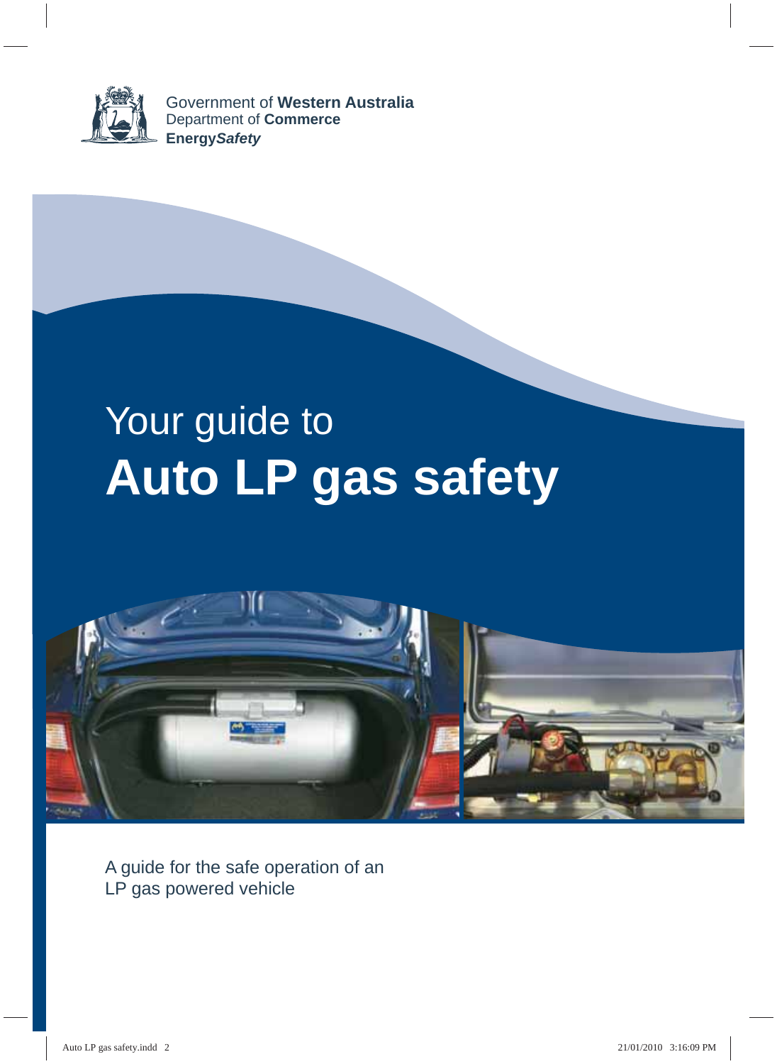Government of **Western Australia**
Department of **Commerce**
**Energy*Safety***

# Your guide to **Auto LP gas safety**

A guide for the safe operation of an LP gas powered vehicle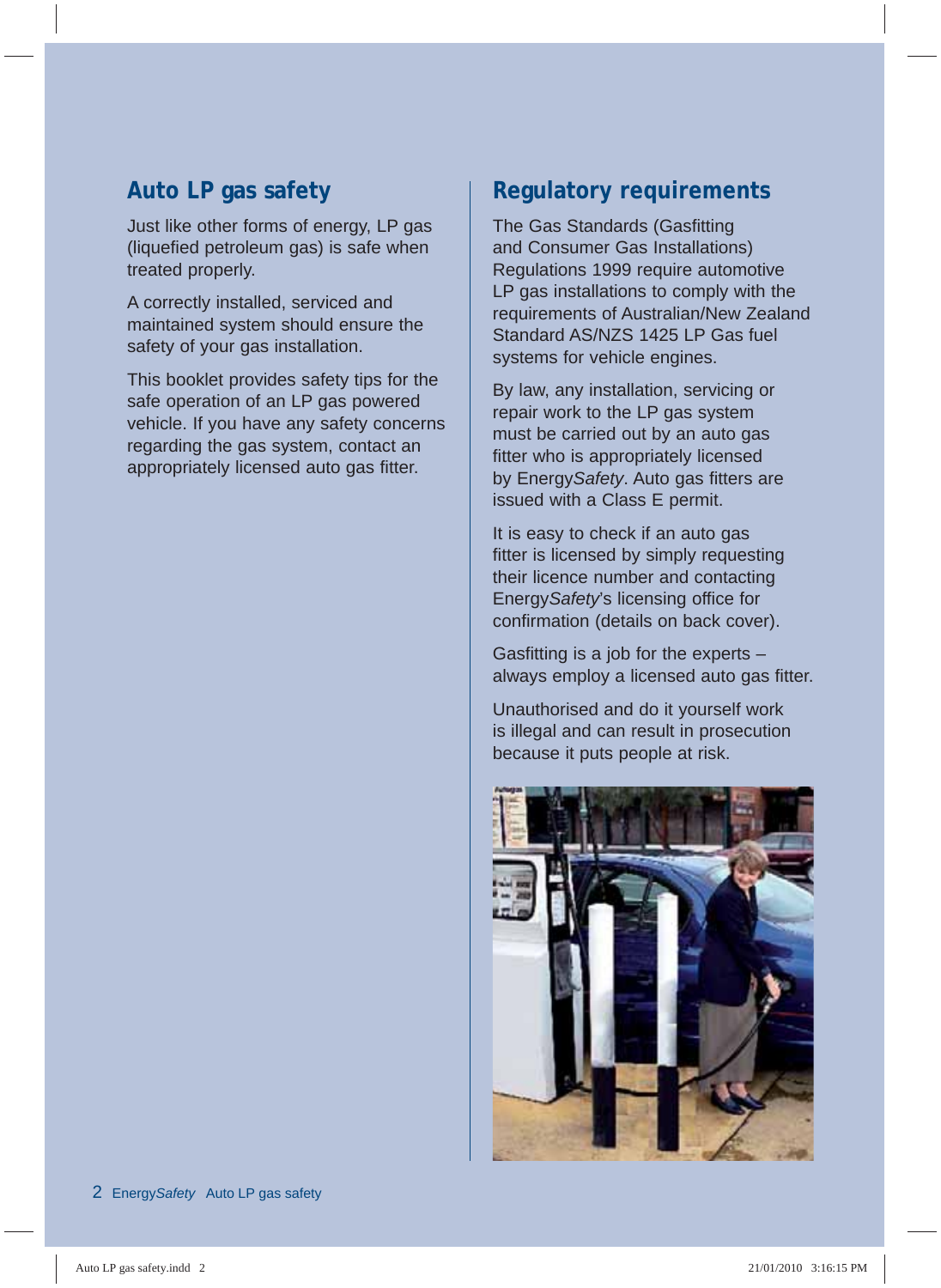## Auto LP gas safety

Just like other forms of energy, LP gas (liquefied petroleum gas) is safe when treated properly.

A correctly installed, serviced and maintained system should ensure the safety of your gas installation.

This booklet provides safety tips for the safe operation of an LP gas powered vehicle. If you have any safety concerns regarding the gas system, contact an appropriately licensed auto gas fitter.

## Regulatory requirements

The Gas Standards (Gasfitting and Consumer Gas Installations) Regulations 1999 require automotive LP gas installations to comply with the requirements of Australian/New Zealand Standard AS/NZS 1425 LP Gas fuel systems for vehicle engines.

By law, any installation, servicing or repair work to the LP gas system must be carried out by an auto gas fitter who is appropriately licensed by Energy*Safety*. Auto gas fitters are issued with a Class E permit.

It is easy to check if an auto gas fitter is licensed by simply requesting their licence number and contacting Energy*Safety*'s licensing office for confirmation (details on back cover).

Gasfitting is a job for the experts – always employ a licensed auto gas fitter.

Unauthorised and do it yourself work is illegal and can result in prosecution because it puts people at risk.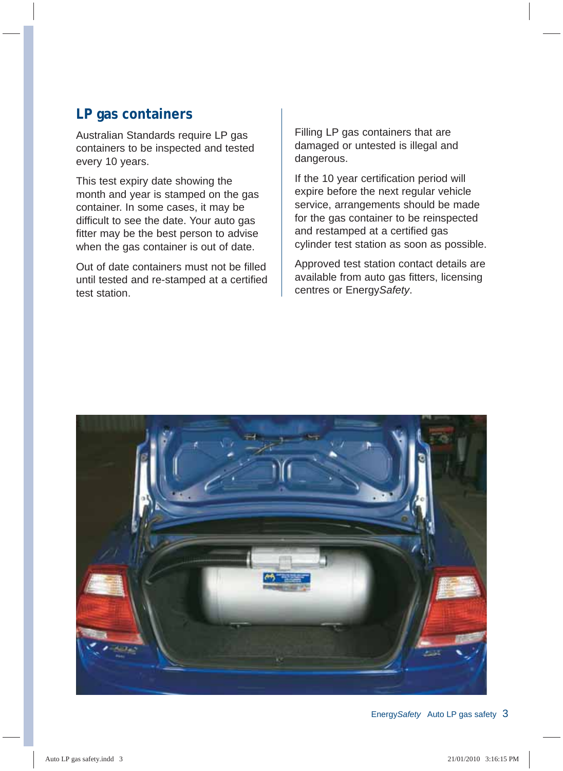## LP gas containers

Australian Standards require LP gas containers to be inspected and tested every 10 years.

This test expiry date showing the month and year is stamped on the gas container. In some cases, it may be difficult to see the date. Your auto gas fitter may be the best person to advise when the gas container is out of date.

Out of date containers must not be filled until tested and re-stamped at a certified test station.

Filling LP gas containers that are damaged or untested is illegal and dangerous.

If the 10 year certification period will expire before the next regular vehicle service, arrangements should be made for the gas container to be reinspected and restamped at a certified gas cylinder test station as soon as possible.

Approved test station contact details are available from auto gas fitters, licensing centres or Energy*Safety*.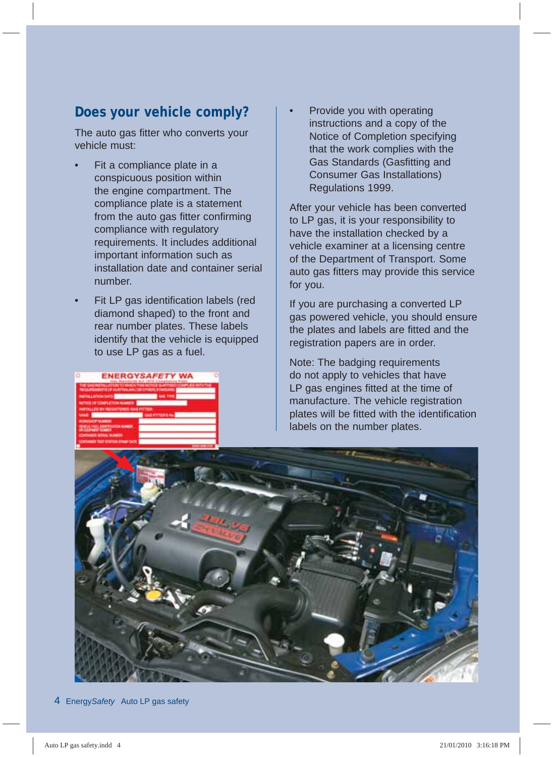## Does your vehicle comply?

The auto gas fitter who converts your vehicle must:

- Fit a compliance plate in a conspicuous position within the engine compartment. The compliance plate is a statement from the auto gas fitter confirming compliance with regulatory requirements. It includes additional important information such as installation date and container serial number.
- Fit LP gas identification labels (red diamond shaped) to the front and rear number plates. These labels identify that the vehicle is equipped to use LP gas as a fuel.
- Provide you with operating instructions and a copy of the Notice of Completion specifying that the work complies with the Gas Standards (Gasfitting and Consumer Gas Installations) Regulations 1999.

After your vehicle has been converted to LP gas, it is your responsibility to have the installation checked by a vehicle examiner at a licensing centre of the Department of Transport. Some auto gas fitters may provide this service for you.

If you are purchasing a converted LP gas powered vehicle, you should ensure the plates and labels are fitted and the registration papers are in order.

Note: The badging requirements do not apply to vehicles that have LP gas engines fitted at the time of manufacture. The vehicle registration plates will be fitted with the identification labels on the number plates.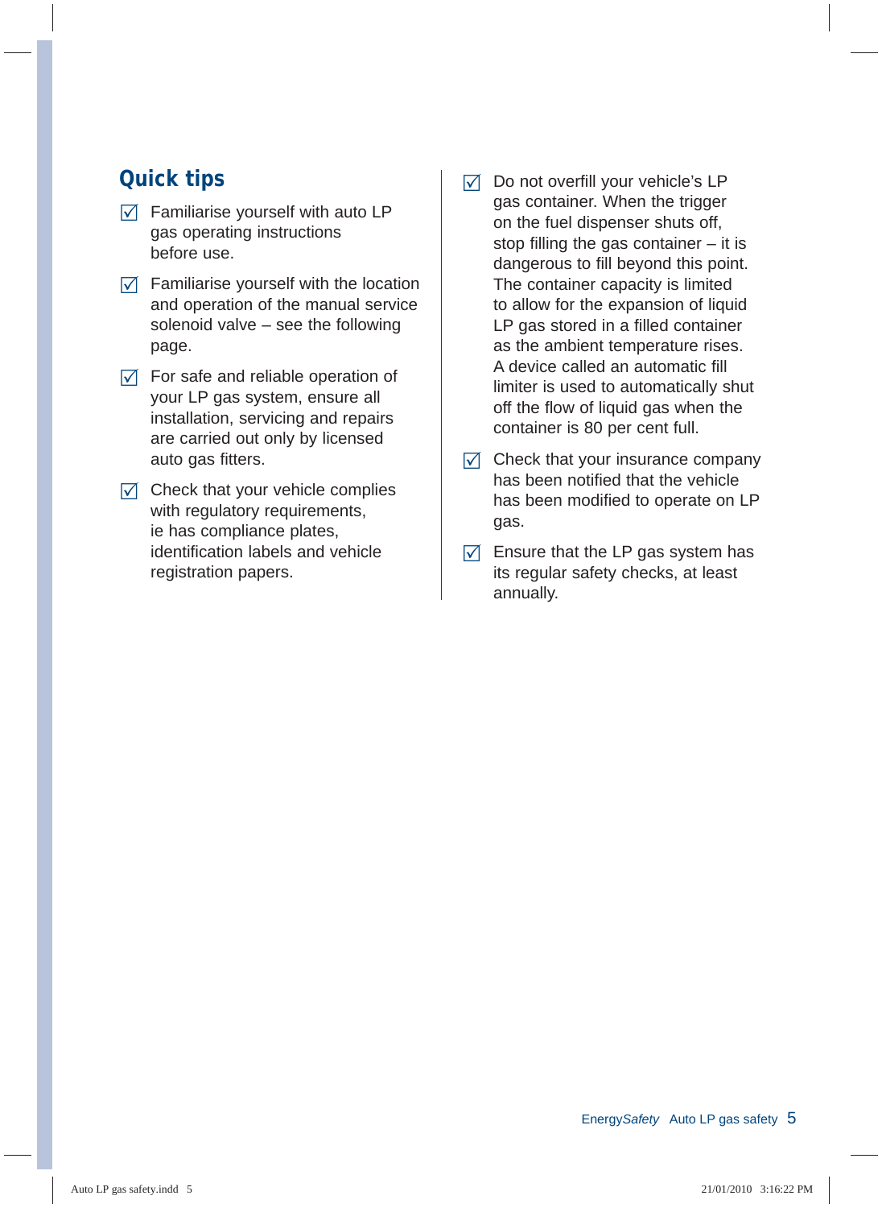## Quick tips

- ☑ Familiarise yourself with auto LP gas operating instructions before use.
- ☑ Familiarise yourself with the location and operation of the manual service solenoid valve – see the following page.
- ☑ For safe and reliable operation of your LP gas system, ensure all installation, servicing and repairs are carried out only by licensed auto gas fitters.
- ☑ Check that your vehicle complies with regulatory requirements, ie has compliance plates, identification labels and vehicle registration papers.
- ☑ Do not overfill your vehicle's LP gas container. When the trigger on the fuel dispenser shuts off, stop filling the gas container – it is dangerous to fill beyond this point. The container capacity is limited to allow for the expansion of liquid LP gas stored in a filled container as the ambient temperature rises. A device called an automatic fill limiter is used to automatically shut off the flow of liquid gas when the container is 80 per cent full.
- ☑ Check that your insurance company has been notified that the vehicle has been modified to operate on LP gas.
- ☑ Ensure that the LP gas system has its regular safety checks, at least annually.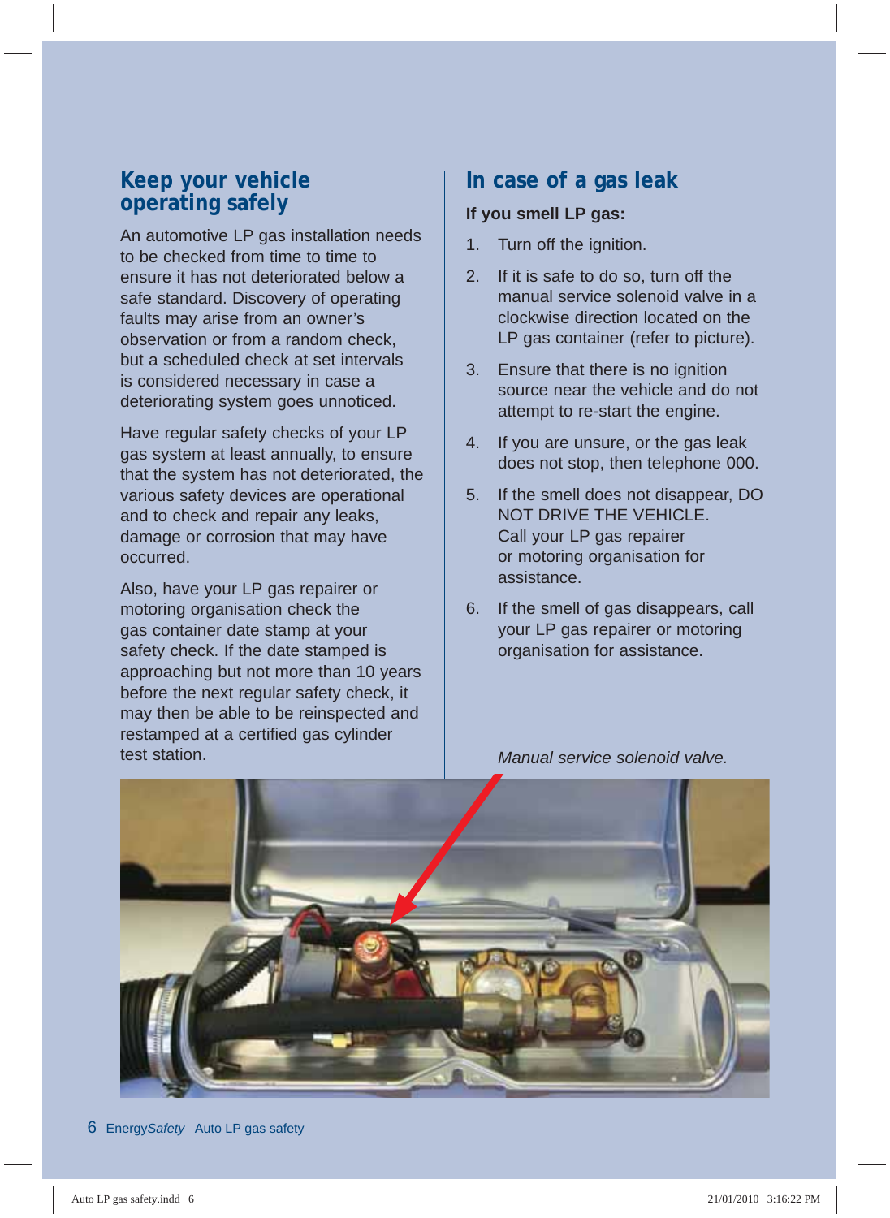## Keep your vehicle operating safely

An automotive LP gas installation needs to be checked from time to time to ensure it has not deteriorated below a safe standard. Discovery of operating faults may arise from an owner's observation or from a random check, but a scheduled check at set intervals is considered necessary in case a deteriorating system goes unnoticed.

Have regular safety checks of your LP gas system at least annually, to ensure that the system has not deteriorated, the various safety devices are operational and to check and repair any leaks, damage or corrosion that may have occurred.

Also, have your LP gas repairer or motoring organisation check the gas container date stamp at your safety check. If the date stamped is approaching but not more than 10 years before the next regular safety check, it may then be able to be reinspected and restamped at a certified gas cylinder test station.

## In case of a gas leak

**If you smell LP gas:**

1. Turn off the ignition.
2. If it is safe to do so, turn off the manual service solenoid valve in a clockwise direction located on the LP gas container (refer to picture).
3. Ensure that there is no ignition source near the vehicle and do not attempt to re-start the engine.
4. If you are unsure, or the gas leak does not stop, then telephone 000.
5. If the smell does not disappear, DO NOT DRIVE THE VEHICLE. Call your LP gas repairer or motoring organisation for assistance.
6. If the smell of gas disappears, call your LP gas repairer or motoring organisation for assistance.

*Manual service solenoid valve.*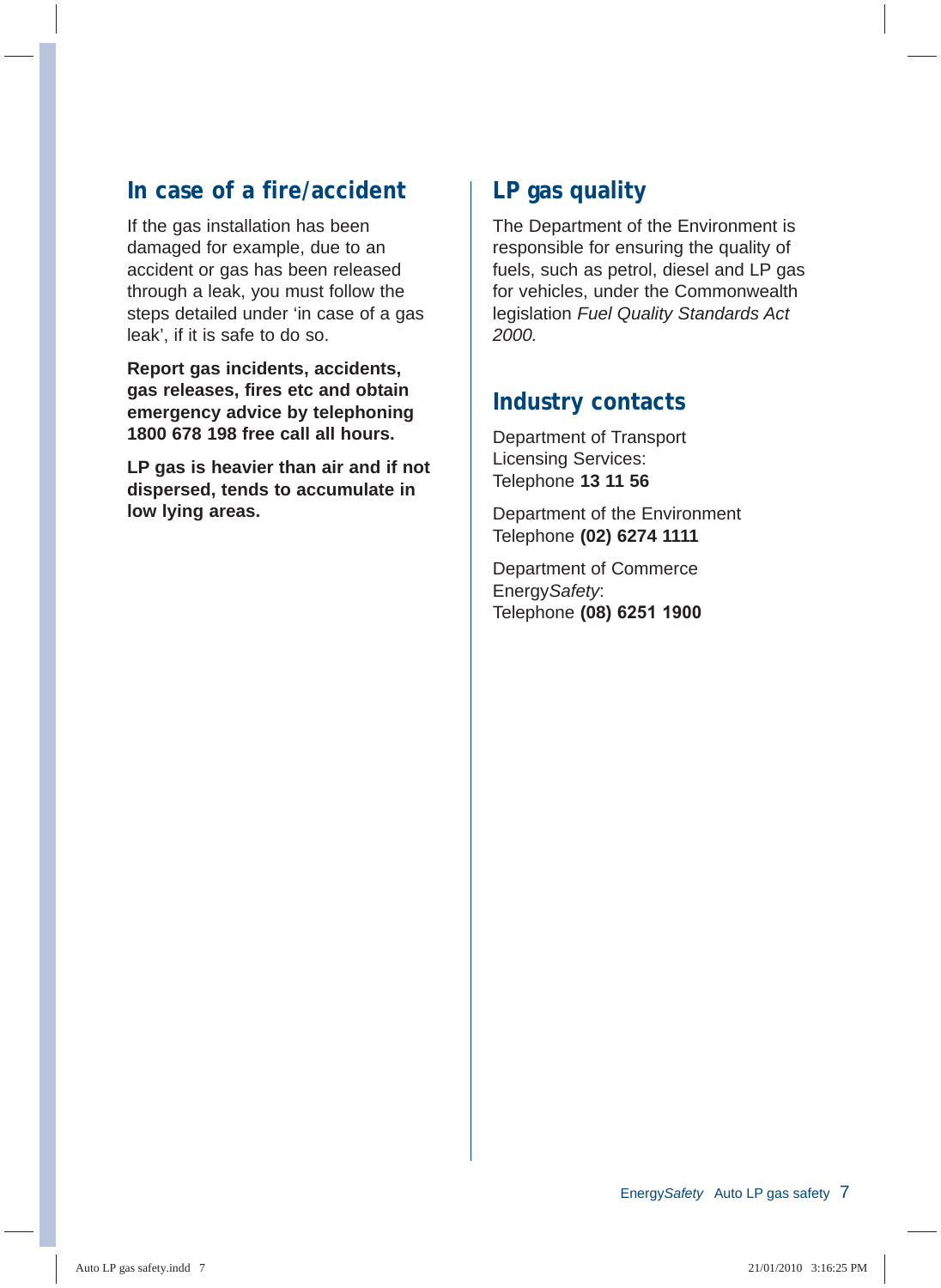## In case of a fire/accident

If the gas installation has been damaged for example, due to an accident or gas has been released through a leak, you must follow the steps detailed under 'in case of a gas leak', if it is safe to do so.

**Report gas incidents, accidents, gas releases, fires etc and obtain emergency advice by telephoning 1800 678 198 free call all hours.**

**LP gas is heavier than air and if not dispersed, tends to accumulate in low lying areas.**

## LP gas quality

The Department of the Environment is responsible for ensuring the quality of fuels, such as petrol, diesel and LP gas for vehicles, under the Commonwealth legislation *Fuel Quality Standards Act 2000.*

## Industry contacts

Department of Transport  
Licensing Services:  
Telephone **13 11 56**

Department of the Environment  
Telephone **(02) 6274 1111**

Department of Commerce  
Energy*Safety*:  
Telephone **(08) 6251 1900**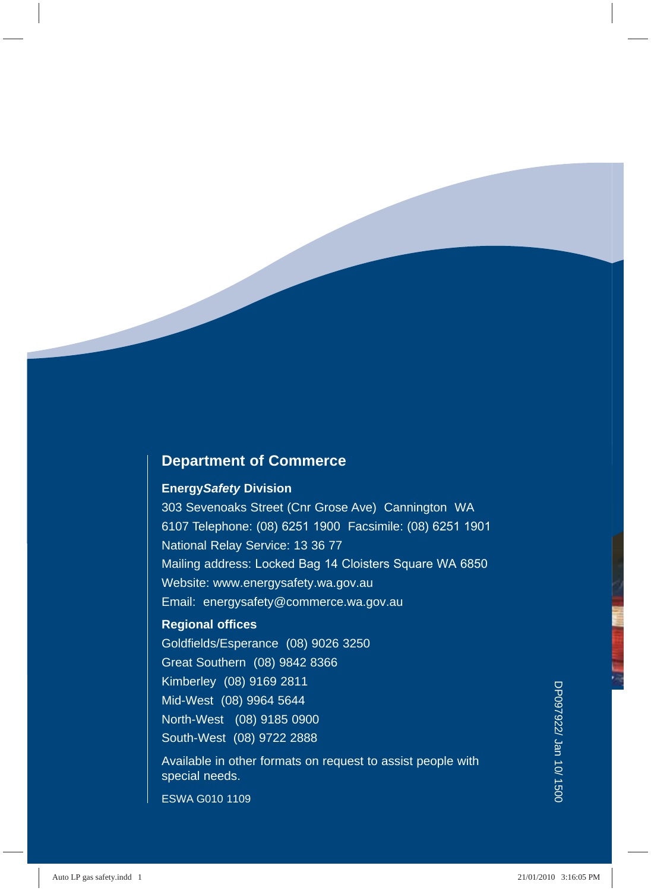## Department of Commerce

**Energy*Safety* Division**

303 Sevenoaks Street (Cnr Grose Ave) Cannington WA 6107 Telephone: (08) 6251 1900 Facsimile: (08) 6251 1901

National Relay Service: 13 36 77

Mailing address: Locked Bag 14 Cloisters Square WA 6850

Website: www.energysafety.wa.gov.au

Email: energysafety@commerce.wa.gov.au

**Regional offices**

Goldfields/Esperance (08) 9026 3250

Great Southern (08) 9842 8366

Kimberley (08) 9169 2811

Mid-West (08) 9964 5644

North-West (08) 9185 0900

South-West (08) 9722 2888

Available in other formats on request to assist people with special needs.

ESWA G010 1109

DP097922/ Jan 10/ 1500